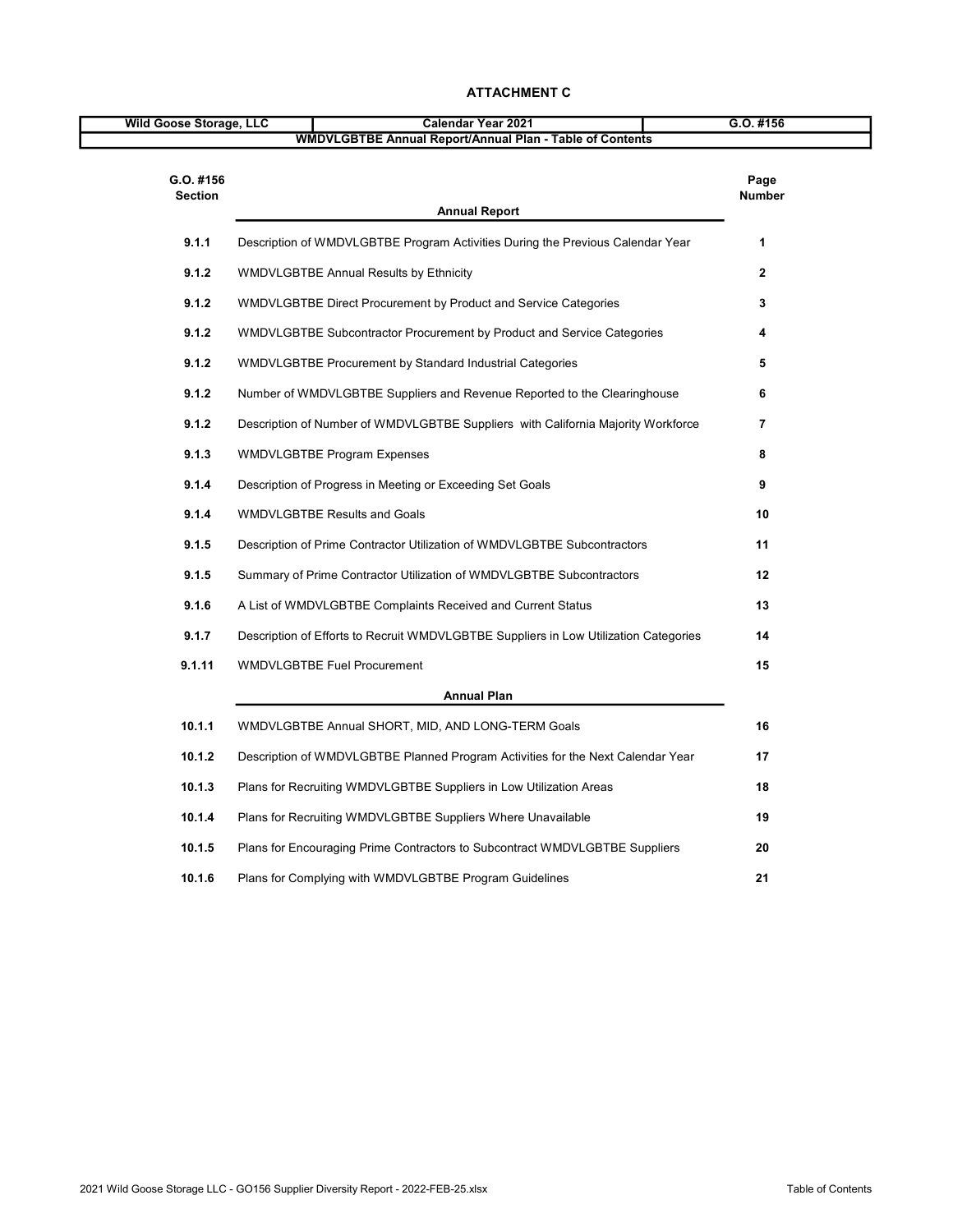# ATTACHMENT C

| Wild Goose Storage, LLC | Calendar Year 2021 | G.O. #156 |
|---|---|---|
| WMDVLGBTBE Annual Report/Annual Plan - Table of Contents | | |

| G.O. #156 Section | Annual Report | Page Number |
|---|---|---|
| 9.1.1 | Description of WMDVLGBTBE Program Activities During the Previous Calendar Year | 1 |
| 9.1.2 | WMDVLGBTBE Annual Results by Ethnicity | 2 |
| 9.1.2 | WMDVLGBTBE Direct Procurement by Product and Service Categories | 3 |
| 9.1.2 | WMDVLGBTBE Subcontractor Procurement by Product and Service Categories | 4 |
| 9.1.2 | WMDVLGBTBE Procurement by Standard Industrial Categories | 5 |
| 9.1.2 | Number of WMDVLGBTBE Suppliers and Revenue Reported to the Clearinghouse | 6 |
| 9.1.2 | Description of Number of WMDVLGBTBE Suppliers with California Majority Workforce | 7 |
| 9.1.3 | WMDVLGBTBE Program Expenses | 8 |
| 9.1.4 | Description of Progress in Meeting or Exceeding Set Goals | 9 |
| 9.1.4 | WMDVLGBTBE Results and Goals | 10 |
| 9.1.5 | Description of Prime Contractor Utilization of WMDVLGBTBE Subcontractors | 11 |
| 9.1.5 | Summary of Prime Contractor Utilization of WMDVLGBTBE Subcontractors | 12 |
| 9.1.6 | A List of WMDVLGBTBE Complaints Received and Current Status | 13 |
| 9.1.7 | Description of Efforts to Recruit WMDVLGBTBE Suppliers in Low Utilization Categories | 14 |
| 9.1.11 | WMDVLGBTBE Fuel Procurement | 15 |
| | **Annual Plan** | |
| 10.1.1 | WMDVLGBTBE Annual SHORT, MID, AND LONG-TERM Goals | 16 |
| 10.1.2 | Description of WMDVLGBTBE Planned Program Activities for the Next Calendar Year | 17 |
| 10.1.3 | Plans for Recruiting WMDVLGBTBE Suppliers in Low Utilization Areas | 18 |
| 10.1.4 | Plans for Recruiting WMDVLGBTBE Suppliers Where Unavailable | 19 |
| 10.1.5 | Plans for Encouraging Prime Contractors to Subcontract WMDVLGBTBE Suppliers | 20 |
| 10.1.6 | Plans for Complying with WMDVLGBTBE Program Guidelines | 21 |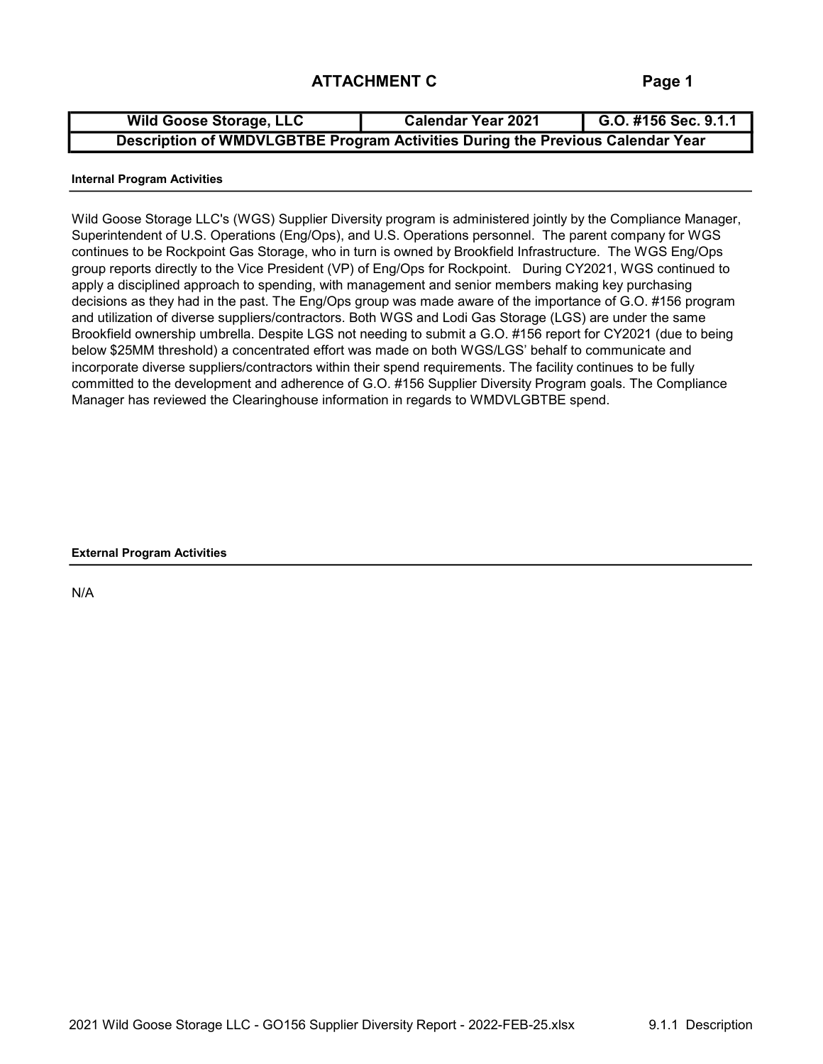## ATTACHMENT C

| Wild Goose Storage, LLC | Calendar Year 2021 | G.O. #156 Sec. 9.1.1 |
| --- | --- | --- |
| Description of WMDVLGBTBE Program Activities During the Previous Calendar Year | | |

**Internal Program Activities**

Wild Goose Storage LLC's (WGS) Supplier Diversity program is administered jointly by the Compliance Manager, Superintendent of U.S. Operations (Eng/Ops), and U.S. Operations personnel. The parent company for WGS continues to be Rockpoint Gas Storage, who in turn is owned by Brookfield Infrastructure. The WGS Eng/Ops group reports directly to the Vice President (VP) of Eng/Ops for Rockpoint. During CY2021, WGS continued to apply a disciplined approach to spending, with management and senior members making key purchasing decisions as they had in the past. The Eng/Ops group was made aware of the importance of G.O. #156 program and utilization of diverse suppliers/contractors. Both WGS and Lodi Gas Storage (LGS) are under the same Brookfield ownership umbrella. Despite LGS not needing to submit a G.O. #156 report for CY2021 (due to being below $25MM threshold) a concentrated effort was made on both WGS/LGS' behalf to communicate and incorporate diverse suppliers/contractors within their spend requirements. The facility continues to be fully committed to the development and adherence of G.O. #156 Supplier Diversity Program goals. The Compliance Manager has reviewed the Clearinghouse information in regards to WMDVLGBTBE spend.

**External Program Activities**

N/A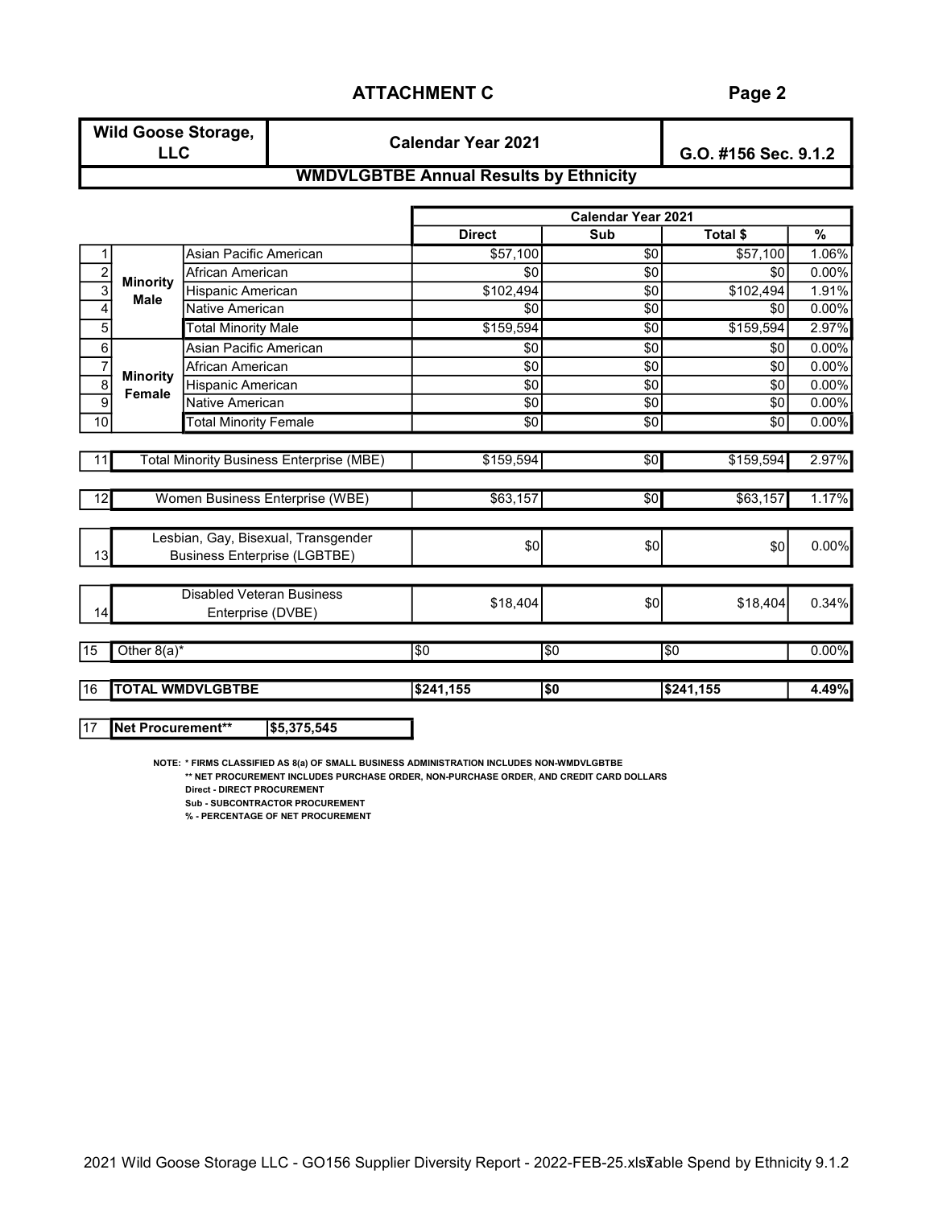## ATTACHMENT C

Page 2

| Wild Goose Storage, LLC | Calendar Year 2021 | G.O. #156 Sec. 9.1.2 |
|---|---|---|

### WMDVLGBTBE Annual Results by Ethnicity

| | | | Calendar Year 2021 | | | |
|---|---|---|---|---|---|---|
| | | | **Direct** | **Sub** | **Total $** | **%** |
| 1 | Minority Male | Asian Pacific American | $57,100 | $0 | $57,100 | 1.06% |
| 2 | | African American | $0 | $0 | $0 | 0.00% |
| 3 | | Hispanic American | $102,494 | $0 | $102,494 | 1.91% |
| 4 | | Native American | $0 | $0 | $0 | 0.00% |
| 5 | | Total Minority Male | $159,594 | $0 | $159,594 | 2.97% |
| 6 | Minority Female | Asian Pacific American | $0 | $0 | $0 | 0.00% |
| 7 | | African American | $0 | $0 | $0 | 0.00% |
| 8 | | Hispanic American | $0 | $0 | $0 | 0.00% |
| 9 | | Native American | $0 | $0 | $0 | 0.00% |
| 10 | | Total Minority Female | $0 | $0 | $0 | 0.00% |
| 11 | Total Minority Business Enterprise (MBE) | | $159,594 | $0 | $159,594 | 2.97% |
| 12 | Women Business Enterprise (WBE) | | $63,157 | $0 | $63,157 | 1.17% |
| 13 | Lesbian, Gay, Bisexual, Transgender Business Enterprise (LGBTBE) | | $0 | $0 | $0 | 0.00% |
| 14 | Disabled Veteran Business Enterprise (DVBE) | | $18,404 | $0 | $18,404 | 0.34% |
| 15 | Other 8(a)* | | $0 | $0 | $0 | 0.00% |
| 16 | **TOTAL WMDVLGBTBE** | | **$241,155** | **$0** | **$241,155** | **4.49%** |
| 17 | **Net Procurement**** | **$5,375,545** | | | | |

**NOTE: * FIRMS CLASSIFIED AS 8(a) OF SMALL BUSINESS ADMINISTRATION INCLUDES NON-WMDVLGBTBE**
**** NET PROCUREMENT INCLUDES PURCHASE ORDER, NON-PURCHASE ORDER, AND CREDIT CARD DOLLARS**
**Direct - DIRECT PROCUREMENT**
**Sub - SUBCONTRACTOR PROCUREMENT**
**% - PERCENTAGE OF NET PROCUREMENT**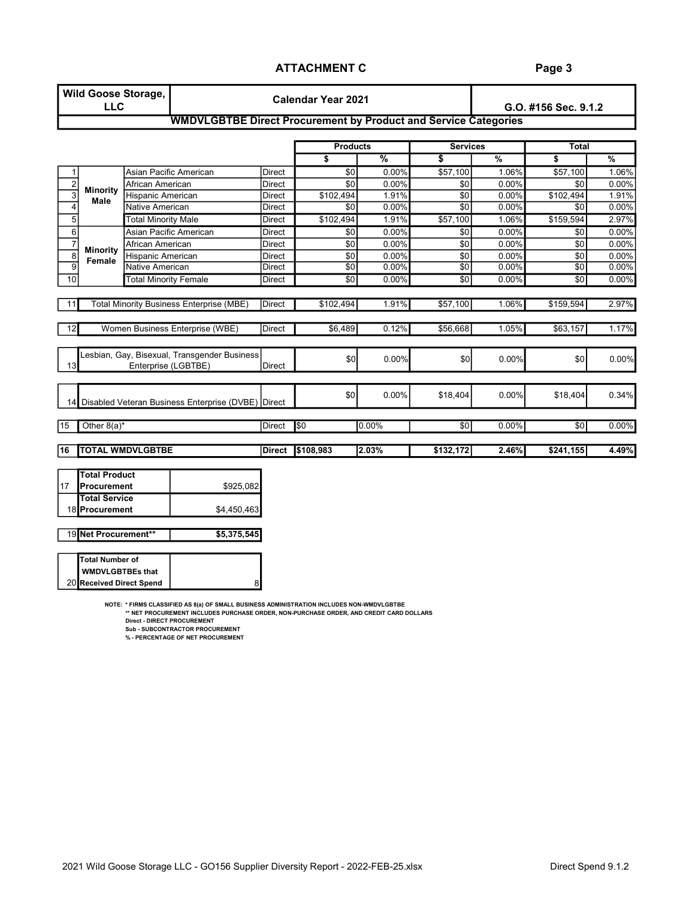## ATTACHMENT C

| Wild Goose Storage, LLC | Calendar Year 2021 | G.O. #156 Sec. 9.1.2 |
|---|---|---|

### WMDVLGBTBE Direct Procurement by Product and Service Categories

| | | | | Products | | Services | | Total | |
|---|---|---|---|---|---|---|---|---|---|
| | | | | $ | % | $ | % | $ | % |
| 1 | Minority Male | Asian Pacific American | Direct | $0 | 0.00% | $57,100 | 1.06% | $57,100 | 1.06% |
| 2 | | African American | Direct | $0 | 0.00% | $0 | 0.00% | $0 | 0.00% |
| 3 | | Hispanic American | Direct | $102,494 | 1.91% | $0 | 0.00% | $102,494 | 1.91% |
| 4 | | Native American | Direct | $0 | 0.00% | $0 | 0.00% | $0 | 0.00% |
| 5 | | Total Minority Male | Direct | $102,494 | 1.91% | $57,100 | 1.06% | $159,594 | 2.97% |
| 6 | Minority Female | Asian Pacific American | Direct | $0 | 0.00% | $0 | 0.00% | $0 | 0.00% |
| 7 | | African American | Direct | $0 | 0.00% | $0 | 0.00% | $0 | 0.00% |
| 8 | | Hispanic American | Direct | $0 | 0.00% | $0 | 0.00% | $0 | 0.00% |
| 9 | | Native American | Direct | $0 | 0.00% | $0 | 0.00% | $0 | 0.00% |
| 10 | | Total Minority Female | Direct | $0 | 0.00% | $0 | 0.00% | $0 | 0.00% |
| 11 | Total Minority Business Enterprise (MBE) | | Direct | $102,494 | 1.91% | $57,100 | 1.06% | $159,594 | 2.97% |
| 12 | Women Business Enterprise (WBE) | | Direct | $6,489 | 0.12% | $56,668 | 1.05% | $63,157 | 1.17% |
| 13 | Lesbian, Gay, Bisexual, Transgender Business Enterprise (LGBTBE) | | Direct | $0 | 0.00% | $0 | 0.00% | $0 | 0.00% |
| 14 | Disabled Veteran Business Enterprise (DVBE) | | Direct | $0 | 0.00% | $18,404 | 0.00% | $18,404 | 0.34% |
| 15 | Other 8(a)* | | Direct | $0 | 0.00% | $0 | 0.00% | $0 | 0.00% |
| 16 | **TOTAL WMDVLGBTBE** | | **Direct** | **$108,983** | **2.03%** | **$132,172** | **2.46%** | **$241,155** | **4.49%** |

| | | |
|---|---|---|
| 17 | **Total Product Procurement** | $925,082 |
| 18 | **Total Service Procurement** | $4,450,463 |
| 19 | **Net Procurement**** | **$5,375,545** |
| 20 | **Total Number of WMDVLGBTBEs that Received Direct Spend** | 8 |

NOTE: * FIRMS CLASSIFIED AS 8(a) OF SMALL BUSINESS ADMINISTRATION INCLUDES NON-WMDVLGBTBE
** NET PROCUREMENT INCLUDES PURCHASE ORDER, NON-PURCHASE ORDER, AND CREDIT CARD DOLLARS
Direct - DIRECT PROCUREMENT
Sub - SUBCONTRACTOR PROCUREMENT
% - PERCENTAGE OF NET PROCUREMENT

2021 Wild Goose Storage LLC - GO156 Supplier Diversity Report - 2022-FEB-25.xlsx — Direct Spend 9.1.2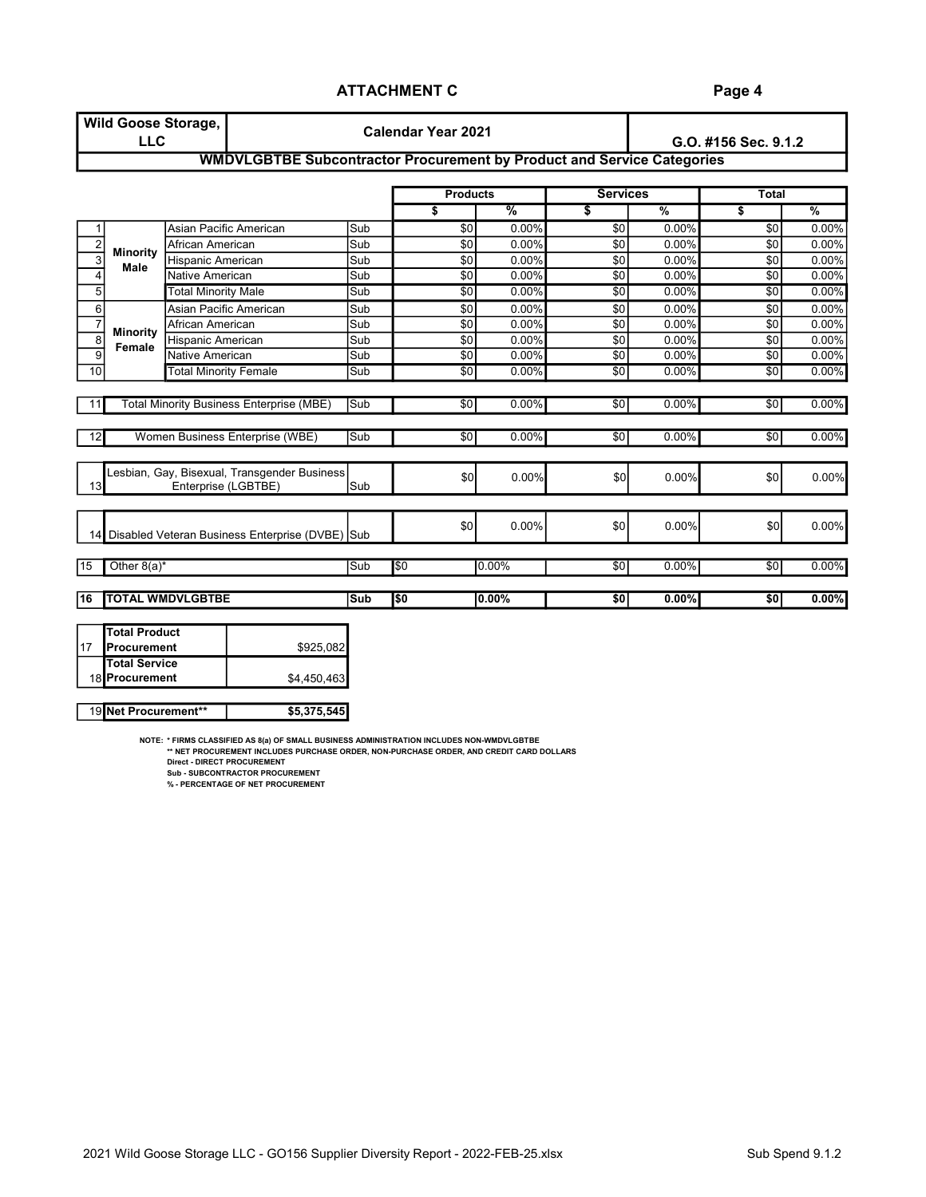## ATTACHMENT C

Page 4

| Wild Goose Storage, LLC | Calendar Year 2021 | G.O. #156 Sec. 9.1.2 |
|---|---|---|
| **WMDVLGBTBE Subcontractor Procurement by Product and Service Categories** | | |

| # | | | | Products | | Services | | Total | |
|---|---|---|---|---|---|---|---|---|---|
| | | | | $ | % | $ | % | $ | % |
| 1 | Minority Male | Asian Pacific American | Sub | $0 | 0.00% | $0 | 0.00% | $0 | 0.00% |
| 2 | | African American | Sub | $0 | 0.00% | $0 | 0.00% | $0 | 0.00% |
| 3 | | Hispanic American | Sub | $0 | 0.00% | $0 | 0.00% | $0 | 0.00% |
| 4 | | Native American | Sub | $0 | 0.00% | $0 | 0.00% | $0 | 0.00% |
| 5 | | Total Minority Male | Sub | $0 | 0.00% | $0 | 0.00% | $0 | 0.00% |
| 6 | Minority Female | Asian Pacific American | Sub | $0 | 0.00% | $0 | 0.00% | $0 | 0.00% |
| 7 | | African American | Sub | $0 | 0.00% | $0 | 0.00% | $0 | 0.00% |
| 8 | | Hispanic American | Sub | $0 | 0.00% | $0 | 0.00% | $0 | 0.00% |
| 9 | | Native American | Sub | $0 | 0.00% | $0 | 0.00% | $0 | 0.00% |
| 10 | | Total Minority Female | Sub | $0 | 0.00% | $0 | 0.00% | $0 | 0.00% |
| 11 | Total Minority Business Enterprise (MBE) | | Sub | $0 | 0.00% | $0 | 0.00% | $0 | 0.00% |
| 12 | Women Business Enterprise (WBE) | | Sub | $0 | 0.00% | $0 | 0.00% | $0 | 0.00% |
| 13 | Lesbian, Gay, Bisexual, Transgender Business Enterprise (LGBTBE) | | Sub | $0 | 0.00% | $0 | 0.00% | $0 | 0.00% |
| 14 | Disabled Veteran Business Enterprise (DVBE) | | Sub | $0 | 0.00% | $0 | 0.00% | $0 | 0.00% |
| 15 | Other 8(a)* | | Sub | $0 | 0.00% | $0 | 0.00% | $0 | 0.00% |
| 16 | **TOTAL WMDVLGBTBE** | | **Sub** | **$0** | **0.00%** | **$0** | **0.00%** | **$0** | **0.00%** |

| # | | |
|---|---|---|
| 17 | **Total Product Procurement** | $925,082 |
| 18 | **Total Service Procurement** | $4,450,463 |
| 19 | **Net Procurement**** | **$5,375,545** |

NOTE: * FIRMS CLASSIFIED AS 8(a) OF SMALL BUSINESS ADMINISTRATION INCLUDES NON-WMDVLGBTBE
** NET PROCUREMENT INCLUDES PURCHASE ORDER, NON-PURCHASE ORDER, AND CREDIT CARD DOLLARS
Direct - DIRECT PROCUREMENT
Sub - SUBCONTRACTOR PROCUREMENT
% - PERCENTAGE OF NET PROCUREMENT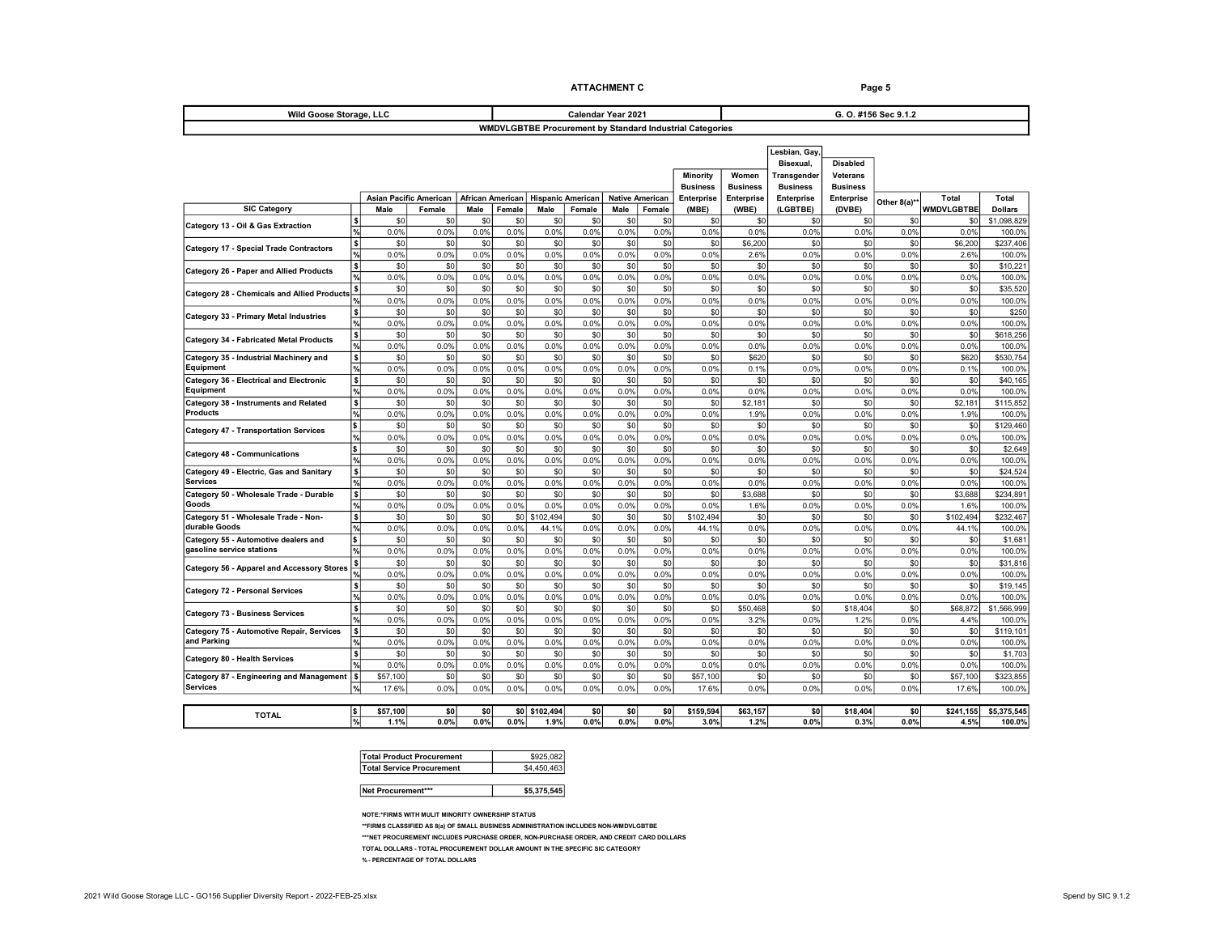**ATTACHMENT C**

| Wild Goose Storage, LLC | Calendar Year 2021 | G. O. #156 Sec 9.1.2 |
|---|---|---|

**WMDVLGBTBE Procurement by Standard Industrial Categories**

| SIC Category | | Asian Pacific American Male | Asian Pacific American Female | African American Male | African American Female | Hispanic American Male | Hispanic American Female | Native American Male | Native American Female | Minority Business Enterprise (MBE) | Women Business Enterprise (WBE) | Lesbian, Gay, Bisexual, Transgender Business Enterprise (LGBTBE) | Disabled Veterans Business Enterprise (DVBE) | Other 8(a)** | Total WMDVLGBTBE | Total Dollars |
|---|---|---|---|---|---|---|---|---|---|---|---|---|---|---|---|---|
| Category 13 - Oil & Gas Extraction | $ | $0 | $0 | $0 | $0 | $0 | $0 | $0 | $0 | $0 | $0 | $0 | $0 | $0 | $0 | $1,098,829 |
| | % | 0.0% | 0.0% | 0.0% | 0.0% | 0.0% | 0.0% | 0.0% | 0.0% | 0.0% | 0.0% | 0.0% | 0.0% | 0.0% | 0.0% | 100.0% |
| Category 17 - Special Trade Contractors | $ | $0 | $0 | $0 | $0 | $0 | $0 | $0 | $0 | $0 | $6,200 | $0 | $0 | $0 | $6,200 | $237,406 |
| | % | 0.0% | 0.0% | 0.0% | 0.0% | 0.0% | 0.0% | 0.0% | 0.0% | 0.0% | 2.6% | 0.0% | 0.0% | 0.0% | 2.6% | 100.0% |
| Category 26 - Paper and Allied Products | $ | $0 | $0 | $0 | $0 | $0 | $0 | $0 | $0 | $0 | $0 | $0 | $0 | $0 | $0 | $10,221 |
| | % | 0.0% | 0.0% | 0.0% | 0.0% | 0.0% | 0.0% | 0.0% | 0.0% | 0.0% | 0.0% | 0.0% | 0.0% | 0.0% | 0.0% | 100.0% |
| Category 28 - Chemicals and Allied Products | $ | $0 | $0 | $0 | $0 | $0 | $0 | $0 | $0 | $0 | $0 | $0 | $0 | $0 | $0 | $35,520 |
| | % | 0.0% | 0.0% | 0.0% | 0.0% | 0.0% | 0.0% | 0.0% | 0.0% | 0.0% | 0.0% | 0.0% | 0.0% | 0.0% | 0.0% | 100.0% |
| Category 33 - Primary Metal Industries | $ | $0 | $0 | $0 | $0 | $0 | $0 | $0 | $0 | $0 | $0 | $0 | $0 | $0 | $0 | $250 |
| | % | 0.0% | 0.0% | 0.0% | 0.0% | 0.0% | 0.0% | 0.0% | 0.0% | 0.0% | 0.0% | 0.0% | 0.0% | 0.0% | 0.0% | 100.0% |
| Category 34 - Fabricated Metal Products | $ | $0 | $0 | $0 | $0 | $0 | $0 | $0 | $0 | $0 | $0 | $0 | $0 | $0 | $0 | $618,256 |
| | % | 0.0% | 0.0% | 0.0% | 0.0% | 0.0% | 0.0% | 0.0% | 0.0% | 0.0% | 0.0% | 0.0% | 0.0% | 0.0% | 0.0% | 100.0% |
| Category 35 - Industrial Machinery and Equipment | $ | $0 | $0 | $0 | $0 | $0 | $0 | $0 | $0 | $0 | $620 | $0 | $0 | $0 | $620 | $530,754 |
| | % | 0.0% | 0.0% | 0.0% | 0.0% | 0.0% | 0.0% | 0.0% | 0.0% | 0.0% | 0.1% | 0.0% | 0.0% | 0.0% | 0.1% | 100.0% |
| Category 36 - Electrical and Electronic Equipment | $ | $0 | $0 | $0 | $0 | $0 | $0 | $0 | $0 | $0 | $0 | $0 | $0 | $0 | $0 | $40,165 |
| | % | 0.0% | 0.0% | 0.0% | 0.0% | 0.0% | 0.0% | 0.0% | 0.0% | 0.0% | 0.0% | 0.0% | 0.0% | 0.0% | 0.0% | 100.0% |
| Category 38 - Instruments and Related Products | $ | $0 | $0 | $0 | $0 | $0 | $0 | $0 | $0 | $0 | $2,181 | $0 | $0 | $0 | $2,181 | $115,852 |
| | % | 0.0% | 0.0% | 0.0% | 0.0% | 0.0% | 0.0% | 0.0% | 0.0% | 0.0% | 1.9% | 0.0% | 0.0% | 0.0% | 1.9% | 100.0% |
| Category 47 - Transportation Services | $ | $0 | $0 | $0 | $0 | $0 | $0 | $0 | $0 | $0 | $0 | $0 | $0 | $0 | $0 | $129,460 |
| | % | 0.0% | 0.0% | 0.0% | 0.0% | 0.0% | 0.0% | 0.0% | 0.0% | 0.0% | 0.0% | 0.0% | 0.0% | 0.0% | 0.0% | 100.0% |
| Category 48 - Communications | $ | $0 | $0 | $0 | $0 | $0 | $0 | $0 | $0 | $0 | $0 | $0 | $0 | $0 | $0 | $2,649 |
| | % | 0.0% | 0.0% | 0.0% | 0.0% | 0.0% | 0.0% | 0.0% | 0.0% | 0.0% | 0.0% | 0.0% | 0.0% | 0.0% | 0.0% | 100.0% |
| Category 49 - Electric, Gas and Sanitary Services | $ | $0 | $0 | $0 | $0 | $0 | $0 | $0 | $0 | $0 | $0 | $0 | $0 | $0 | $0 | $24,524 |
| | % | 0.0% | 0.0% | 0.0% | 0.0% | 0.0% | 0.0% | 0.0% | 0.0% | 0.0% | 0.0% | 0.0% | 0.0% | 0.0% | 0.0% | 100.0% |
| Category 50 - Wholesale Trade - Durable Goods | $ | $0 | $0 | $0 | $0 | $0 | $0 | $0 | $0 | $0 | $3,688 | $0 | $0 | $0 | $3,688 | $234,891 |
| | % | 0.0% | 0.0% | 0.0% | 0.0% | 0.0% | 0.0% | 0.0% | 0.0% | 0.0% | 1.6% | 0.0% | 0.0% | 0.0% | 1.6% | 100.0% |
| Category 51 - Wholesale Trade - Non-durable Goods | $ | $0 | $0 | $0 | $0 | $102,494 | $0 | $0 | $0 | $102,494 | $0 | $0 | $0 | $0 | $102,494 | $232,467 |
| | % | 0.0% | 0.0% | 0.0% | 0.0% | 44.1% | 0.0% | 0.0% | 0.0% | 44.1% | 0.0% | 0.0% | 0.0% | 0.0% | 44.1% | 100.0% |
| Category 55 - Automotive dealers and gasoline service stations | $ | $0 | $0 | $0 | $0 | $0 | $0 | $0 | $0 | $0 | $0 | $0 | $0 | $0 | $0 | $1,681 |
| | % | 0.0% | 0.0% | 0.0% | 0.0% | 0.0% | 0.0% | 0.0% | 0.0% | 0.0% | 0.0% | 0.0% | 0.0% | 0.0% | 0.0% | 100.0% |
| Category 56 - Apparel and Accessory Stores | $ | $0 | $0 | $0 | $0 | $0 | $0 | $0 | $0 | $0 | $0 | $0 | $0 | $0 | $0 | $31,816 |
| | % | 0.0% | 0.0% | 0.0% | 0.0% | 0.0% | 0.0% | 0.0% | 0.0% | 0.0% | 0.0% | 0.0% | 0.0% | 0.0% | 0.0% | 100.0% |
| Category 72 - Personal Services | $ | $0 | $0 | $0 | $0 | $0 | $0 | $0 | $0 | $0 | $0 | $0 | $0 | $0 | $0 | $19,145 |
| | % | 0.0% | 0.0% | 0.0% | 0.0% | 0.0% | 0.0% | 0.0% | 0.0% | 0.0% | 0.0% | 0.0% | 0.0% | 0.0% | 0.0% | 100.0% |
| Category 73 - Business Services | $ | $0 | $0 | $0 | $0 | $0 | $0 | $0 | $0 | $0 | $50,468 | $0 | $18,404 | $0 | $68,872 | $1,566,999 |
| | % | 0.0% | 0.0% | 0.0% | 0.0% | 0.0% | 0.0% | 0.0% | 0.0% | 0.0% | 3.2% | 0.0% | 1.2% | 0.0% | 4.4% | 100.0% |
| Category 75 - Automotive Repair, Services and Parking | $ | $0 | $0 | $0 | $0 | $0 | $0 | $0 | $0 | $0 | $0 | $0 | $0 | $0 | $0 | $119,101 |
| | % | 0.0% | 0.0% | 0.0% | 0.0% | 0.0% | 0.0% | 0.0% | 0.0% | 0.0% | 0.0% | 0.0% | 0.0% | 0.0% | 0.0% | 100.0% |
| Category 80 - Health Services | $ | $0 | $0 | $0 | $0 | $0 | $0 | $0 | $0 | $0 | $0 | $0 | $0 | $0 | $0 | $1,703 |
| | % | 0.0% | 0.0% | 0.0% | 0.0% | 0.0% | 0.0% | 0.0% | 0.0% | 0.0% | 0.0% | 0.0% | 0.0% | 0.0% | 0.0% | 100.0% |
| Category 87 - Engineering and Management Services | $ | $57,100 | $0 | $0 | $0 | $0 | $0 | $0 | $0 | $57,100 | $0 | $0 | $0 | $0 | $57,100 | $323,855 |
| | % | 17.6% | 0.0% | 0.0% | 0.0% | 0.0% | 0.0% | 0.0% | 0.0% | 17.6% | 0.0% | 0.0% | 0.0% | 0.0% | 17.6% | 100.0% |
| **TOTAL** | $ | **$57,100** | **$0** | **$0** | **$0** | **$102,494** | **$0** | **$0** | **$0** | **$159,594** | **$63,157** | **$0** | **$18,404** | **$0** | **$241,155** | **$5,375,545** |
| | % | **1.1%** | **0.0%** | **0.0%** | **0.0%** | **1.9%** | **0.0%** | **0.0%** | **0.0%** | **3.0%** | **1.2%** | **0.0%** | **0.3%** | **0.0%** | **4.5%** | **100.0%** |

| | |
|---|---|
| Total Product Procurement | $925,082 |
| Total Service Procurement | $4,450,463 |
| **Net Procurement***** | **$5,375,545** |

NOTE:*FIRMS WITH MULIT MINORITY OWNERSHIP STATUS

**FIRMS CLASSIFIED AS 8(a) OF SMALL BUSINESS ADMINISTRATION INCLUDES NON-WMDVLGBTBE

***NET PROCUREMENT INCLUDES PURCHASE ORDER, NON-PURCHASE ORDER, AND CREDIT CARD DOLLARS

TOTAL DOLLARS - TOTAL PROCUREMENT DOLLAR AMOUNT IN THE SPECIFIC SIC CATEGORY

% - PERCENTAGE OF TOTAL DOLLARS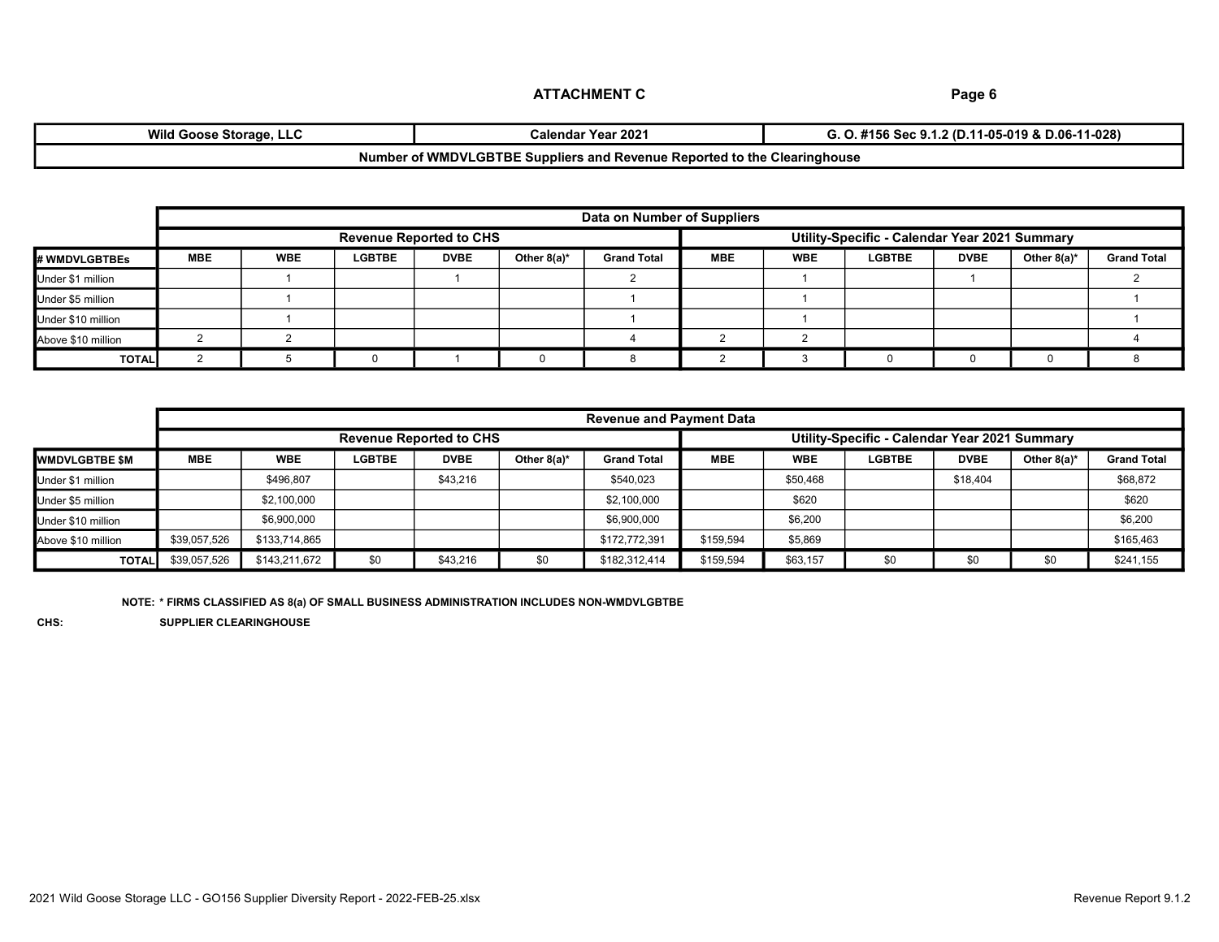**ATTACHMENT C**

| Wild Goose Storage, LLC | Calendar Year 2021 | G. O. #156 Sec 9.1.2 (D.11-05-019 & D.06-11-028) |
|---|---|---|
| Number of WMDVLGBTBE Suppliers and Revenue Reported to the Clearinghouse | | |

| | Data on Number of Suppliers | | | | | | | | | | | |
|---|---|---|---|---|---|---|---|---|---|---|---|---|
| | Revenue Reported to CHS | | | | | | Utility-Specific - Calendar Year 2021 Summary | | | | | |
| # WMDVLGBTBEs | MBE | WBE | LGBTBE | DVBE | Other 8(a)* | Grand Total | MBE | WBE | LGBTBE | DVBE | Other 8(a)* | Grand Total |
| Under $1 million | | 1 | | 1 | | 2 | | 1 | | 1 | | 2 |
| Under $5 million | | 1 | | | | 1 | | 1 | | | | 1 |
| Under $10 million | | 1 | | | | 1 | | 1 | | | | 1 |
| Above $10 million | 2 | 2 | | | | 4 | 2 | 2 | | | | 4 |
| TOTAL | 2 | 5 | 0 | 1 | 0 | 8 | 2 | 3 | 0 | 0 | 0 | 8 |

| | Revenue and Payment Data | | | | | | | | | | | |
|---|---|---|---|---|---|---|---|---|---|---|---|---|
| | Revenue Reported to CHS | | | | | | Utility-Specific - Calendar Year 2021 Summary | | | | | |
| WMDVLGBTBE $M | MBE | WBE | LGBTBE | DVBE | Other 8(a)* | Grand Total | MBE | WBE | LGBTBE | DVBE | Other 8(a)* | Grand Total |
| Under $1 million | | $496,807 | | $43,216 | | $540,023 | | $50,468 | | $18,404 | | $68,872 |
| Under $5 million | | $2,100,000 | | | | $2,100,000 | | $620 | | | | $620 |
| Under $10 million | | $6,900,000 | | | | $6,900,000 | | $6,200 | | | | $6,200 |
| Above $10 million | $39,057,526 | $133,714,865 | | | | $172,772,391 | $159,594 | $5,869 | | | | $165,463 |
| TOTAL | $39,057,526 | $143,211,672 | $0 | $43,216 | $0 | $182,312,414 | $159,594 | $63,157 | $0 | $0 | $0 | $241,155 |

NOTE: * FIRMS CLASSIFIED AS 8(a) OF SMALL BUSINESS ADMINISTRATION INCLUDES NON-WMDVLGBTBE

CHS: SUPPLIER CLEARINGHOUSE

2021 Wild Goose Storage LLC - GO156 Supplier Diversity Report - 2022-FEB-25.xlsx

Revenue Report 9.1.2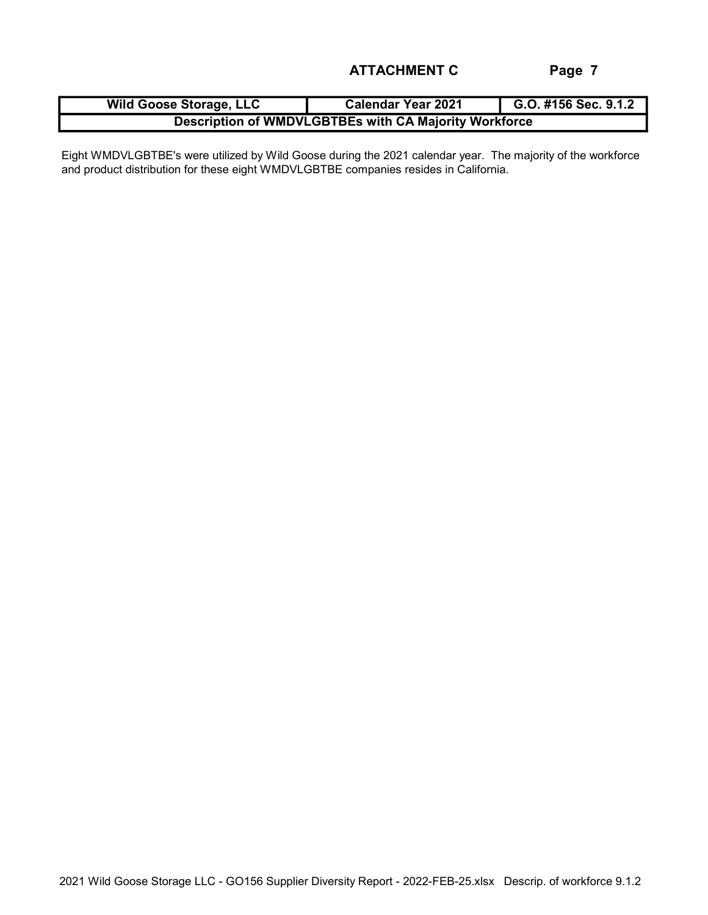**ATTACHMENT C**

| Wild Goose Storage, LLC | Calendar Year 2021 | G.O. #156 Sec. 9.1.2 |
|---|---|---|
| **Description of WMDVLGBTBEs with CA Majority Workforce** | | |

Eight WMDVLGBTBE's were utilized by Wild Goose during the 2021 calendar year. The majority of the workforce and product distribution for these eight WMDVLGBTBE companies resides in California.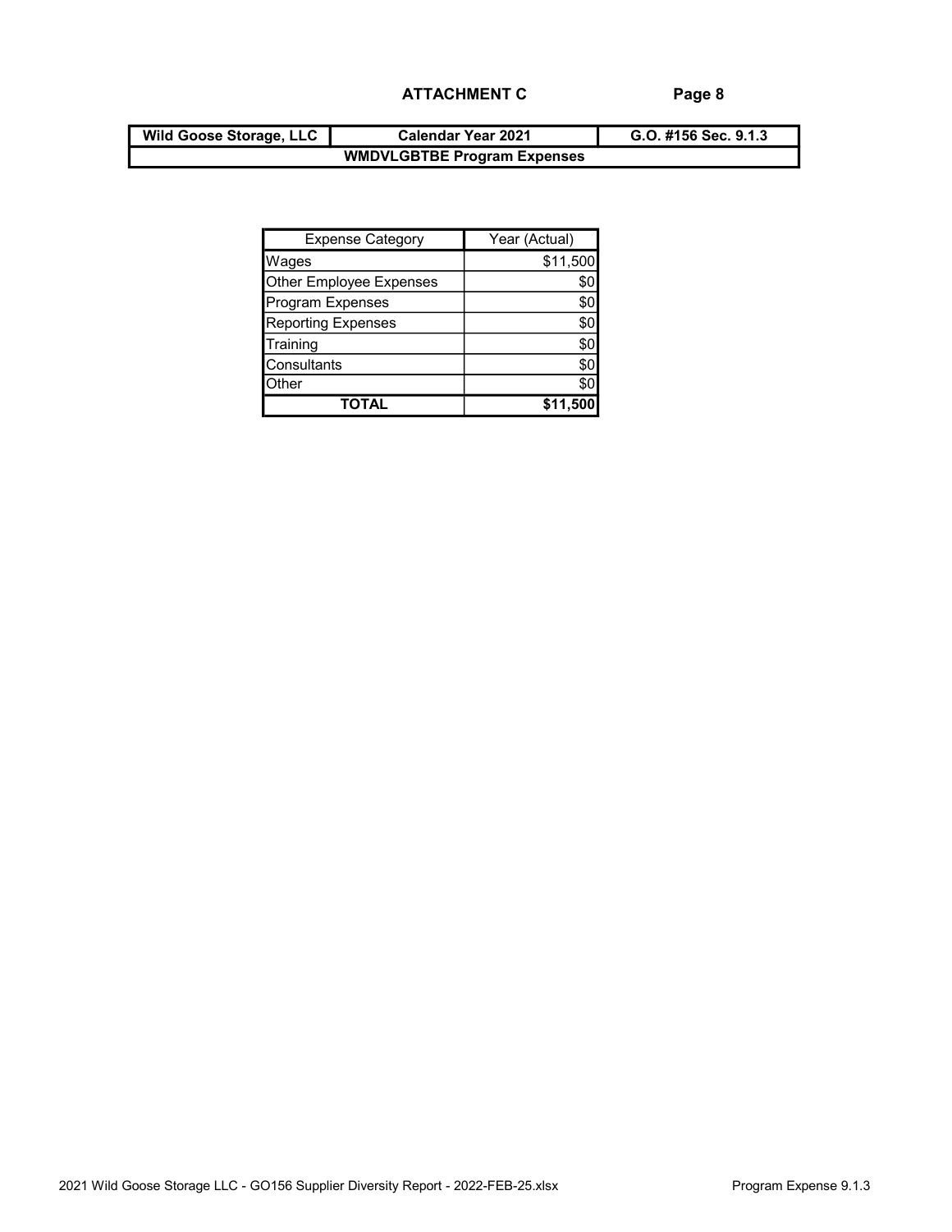**ATTACHMENT C**

| Wild Goose Storage, LLC | Calendar Year 2021 | G.O. #156 Sec. 9.1.3 |
|---|---|---|
| **WMDVLGBTBE Program Expenses** | | |

| Expense Category | Year (Actual) |
|---|---|
| Wages | $11,500 |
| Other Employee Expenses | $0 |
| Program Expenses | $0 |
| Reporting Expenses | $0 |
| Training | $0 |
| Consultants | $0 |
| Other | $0 |
| **TOTAL** | **$11,500** |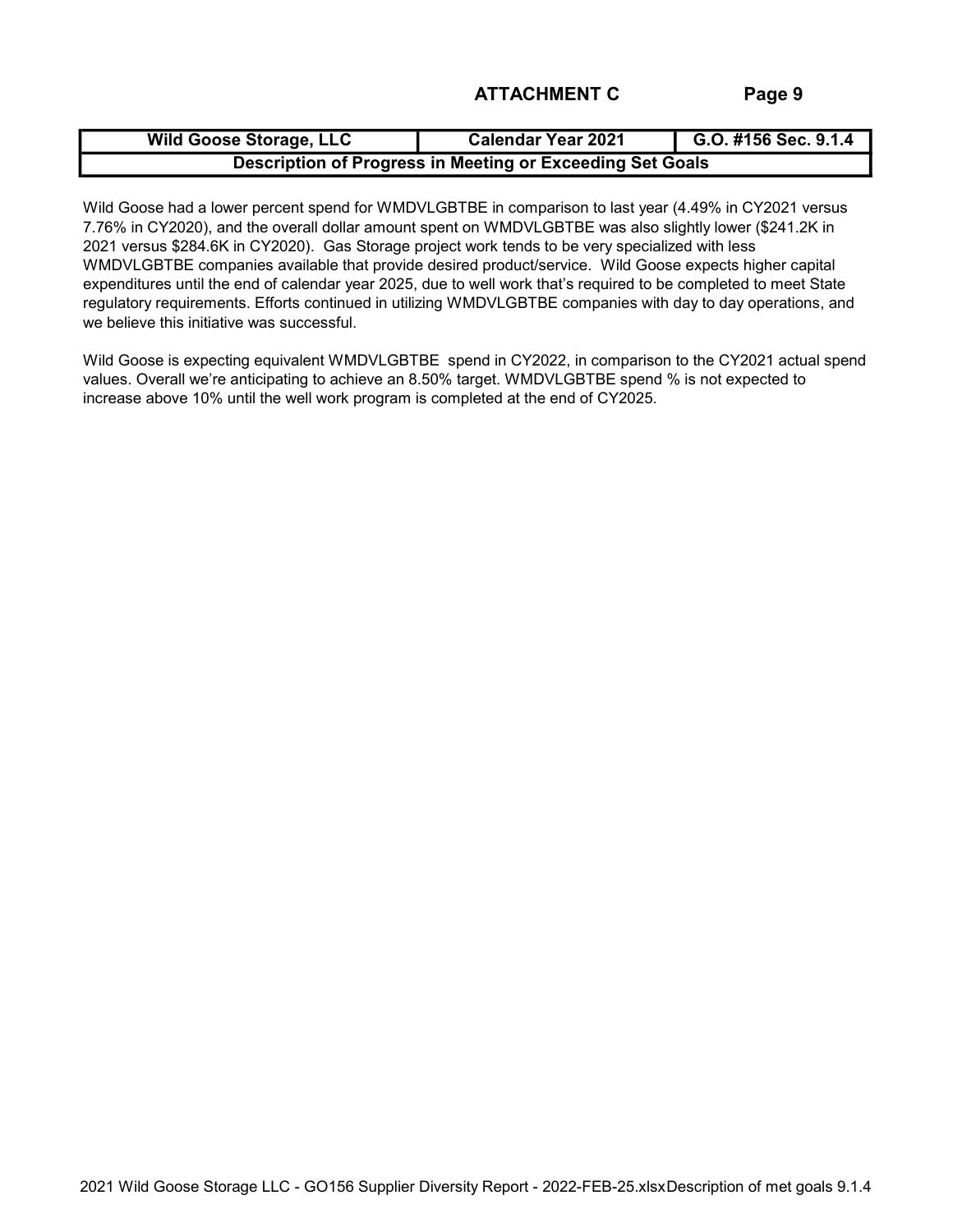**ATTACHMENT C**

| Wild Goose Storage, LLC | Calendar Year 2021 | G.O. #156 Sec. 9.1.4 |
| --- | --- | --- |
| Description of Progress in Meeting or Exceeding Set Goals | | |

Wild Goose had a lower percent spend for WMDVLGBTBE in comparison to last year (4.49% in CY2021 versus 7.76% in CY2020), and the overall dollar amount spent on WMDVLGBTBE was also slightly lower ($241.2K in 2021 versus $284.6K in CY2020). Gas Storage project work tends to be very specialized with less WMDVLGBTBE companies available that provide desired product/service. Wild Goose expects higher capital expenditures until the end of calendar year 2025, due to well work that's required to be completed to meet State regulatory requirements. Efforts continued in utilizing WMDVLGBTBE companies with day to day operations, and we believe this initiative was successful.

Wild Goose is expecting equivalent WMDVLGBTBE spend in CY2022, in comparison to the CY2021 actual spend values. Overall we're anticipating to achieve an 8.50% target. WMDVLGBTBE spend % is not expected to increase above 10% until the well work program is completed at the end of CY2025.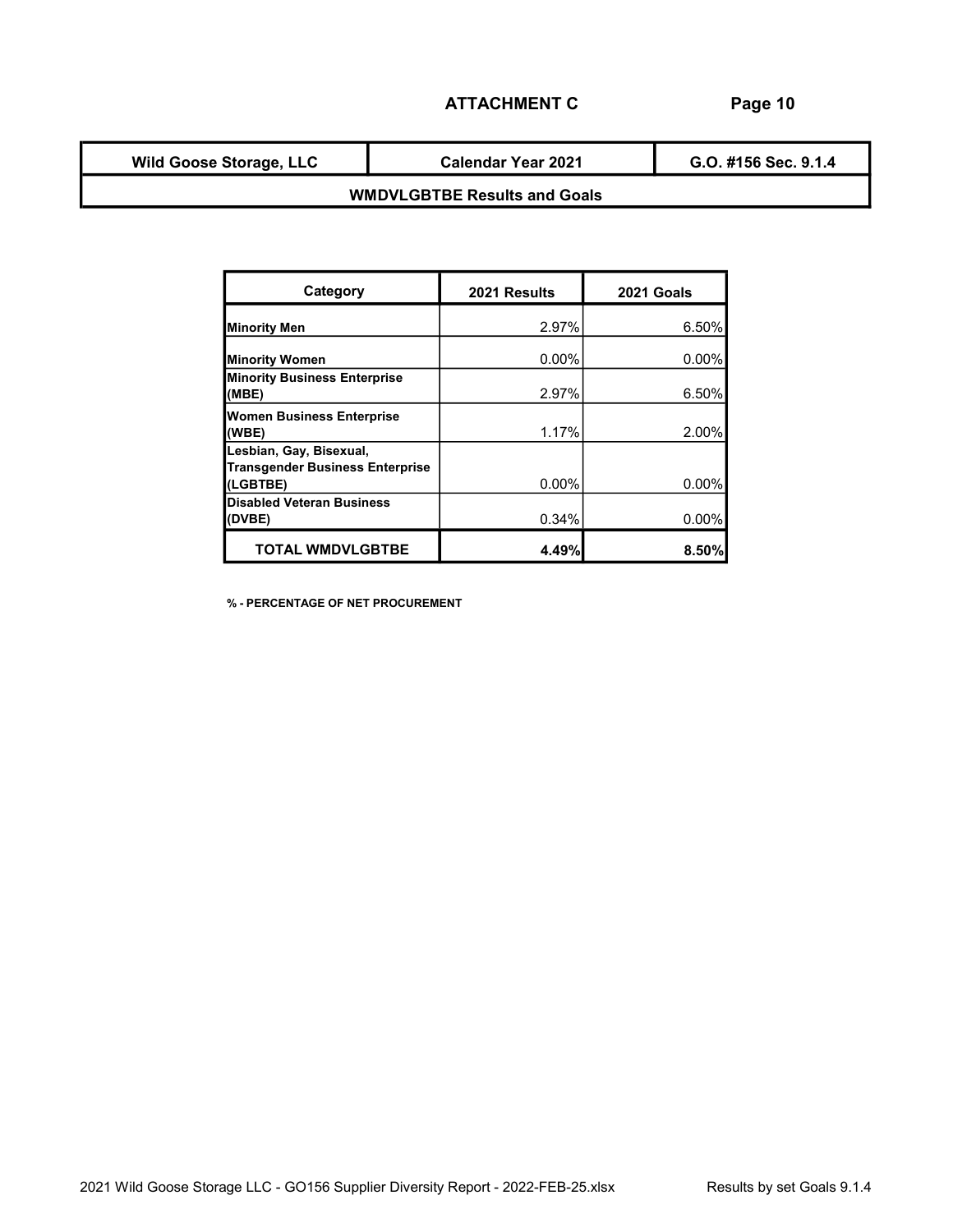## ATTACHMENT C

| Wild Goose Storage, LLC | Calendar Year 2021 | G.O. #156 Sec. 9.1.4 |
|---|---|---|
| **WMDVLGBTBE Results and Goals** | | |

| Category | 2021 Results | 2021 Goals |
|---|---|---|
| **Minority Men** | 2.97% | 6.50% |
| **Minority Women** | 0.00% | 0.00% |
| **Minority Business Enterprise (MBE)** | 2.97% | 6.50% |
| **Women Business Enterprise (WBE)** | 1.17% | 2.00% |
| **Lesbian, Gay, Bisexual, Transgender Business Enterprise (LGBTBE)** | 0.00% | 0.00% |
| **Disabled Veteran Business (DVBE)** | 0.34% | 0.00% |
| **TOTAL WMDVLGBTBE** | **4.49%** | **8.50%** |

**% - PERCENTAGE OF NET PROCUREMENT**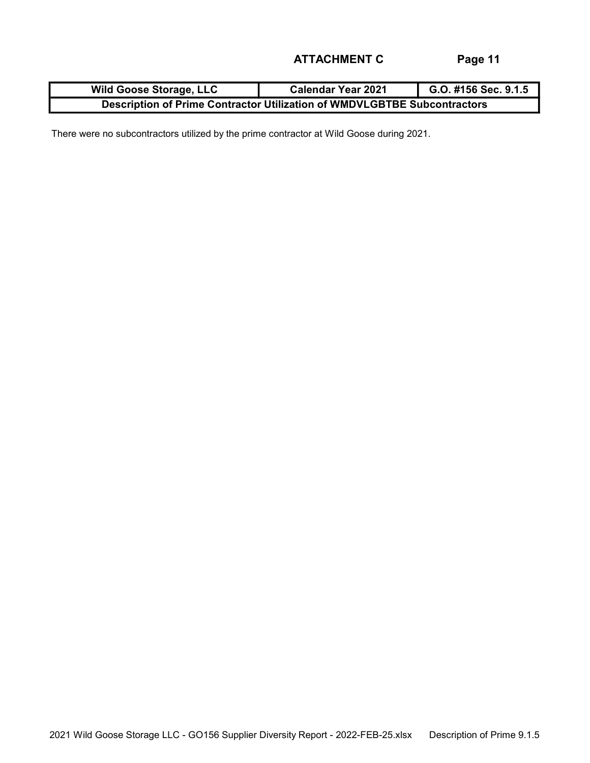## ATTACHMENT C

| Wild Goose Storage, LLC | Calendar Year 2021 | G.O. #156 Sec. 9.1.5 |
| --- | --- | --- |
| Description of Prime Contractor Utilization of WMDVLGBTBE Subcontractors | | |

There were no subcontractors utilized by the prime contractor at Wild Goose during 2021.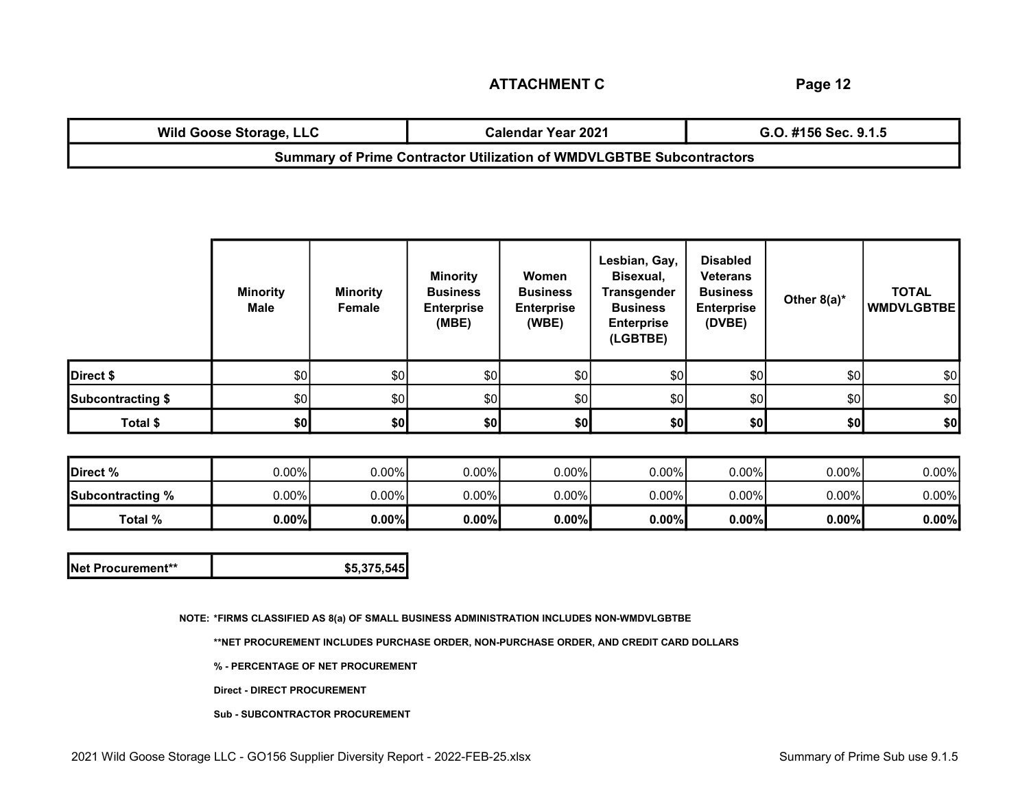## ATTACHMENT C

| Wild Goose Storage, LLC | Calendar Year 2021 | G.O. #156 Sec. 9.1.5 |
|---|---|---|
| **Summary of Prime Contractor Utilization of WMDVLGBTBE Subcontractors** | | |

| | Minority Male | Minority Female | Minority Business Enterprise (MBE) | Women Business Enterprise (WBE) | Lesbian, Gay, Bisexual, Transgender Business Enterprise (LGBTBE) | Disabled Veterans Business Enterprise (DVBE) | Other 8(a)* | TOTAL WMDVLGBTBE |
|---|---|---|---|---|---|---|---|---|
| **Direct $** | $0 | $0 | $0 | $0 | $0 | $0 | $0 | $0 |
| **Subcontracting $** | $0 | $0 | $0 | $0 | $0 | $0 | $0 | $0 |
| **Total $** | **$0** | **$0** | **$0** | **$0** | **$0** | **$0** | **$0** | **$0** |

| | | | | | | | | |
|---|---|---|---|---|---|---|---|---|
| **Direct %** | 0.00% | 0.00% | 0.00% | 0.00% | 0.00% | 0.00% | 0.00% | 0.00% |
| **Subcontracting %** | 0.00% | 0.00% | 0.00% | 0.00% | 0.00% | 0.00% | 0.00% | 0.00% |
| **Total %** | **0.00%** | **0.00%** | **0.00%** | **0.00%** | **0.00%** | **0.00%** | **0.00%** | **0.00%** |

| | |
|---|---|
| **Net Procurement**** | **$5,375,545** |

NOTE: *FIRMS CLASSIFIED AS 8(a) OF SMALL BUSINESS ADMINISTRATION INCLUDES NON-WMDVLGBTBE

**NET PROCUREMENT INCLUDES PURCHASE ORDER, NON-PURCHASE ORDER, AND CREDIT CARD DOLLARS

% - PERCENTAGE OF NET PROCUREMENT

Direct - DIRECT PROCUREMENT

Sub - SUBCONTRACTOR PROCUREMENT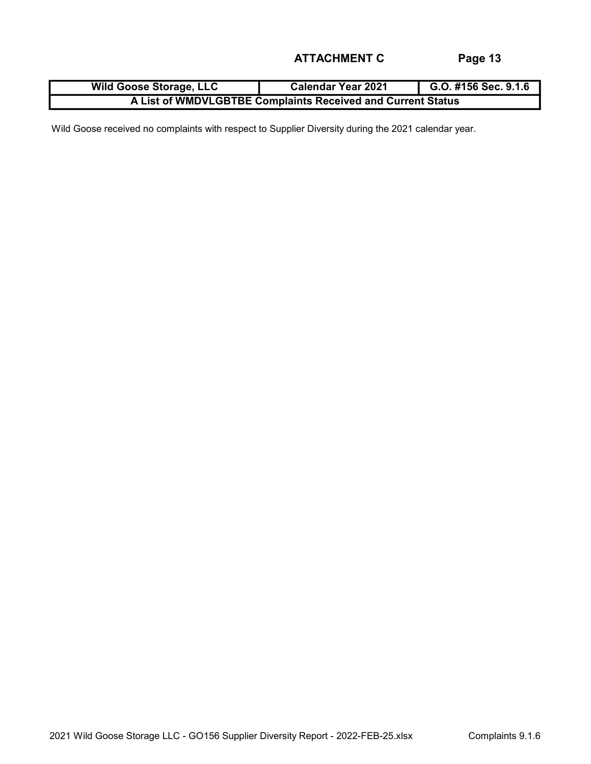## ATTACHMENT C

| Wild Goose Storage, LLC | Calendar Year 2021 | G.O. #156 Sec. 9.1.6 |
|---|---|---|
| A List of WMDVLGBTBE Complaints Received and Current Status | | |

Wild Goose received no complaints with respect to Supplier Diversity during the 2021 calendar year.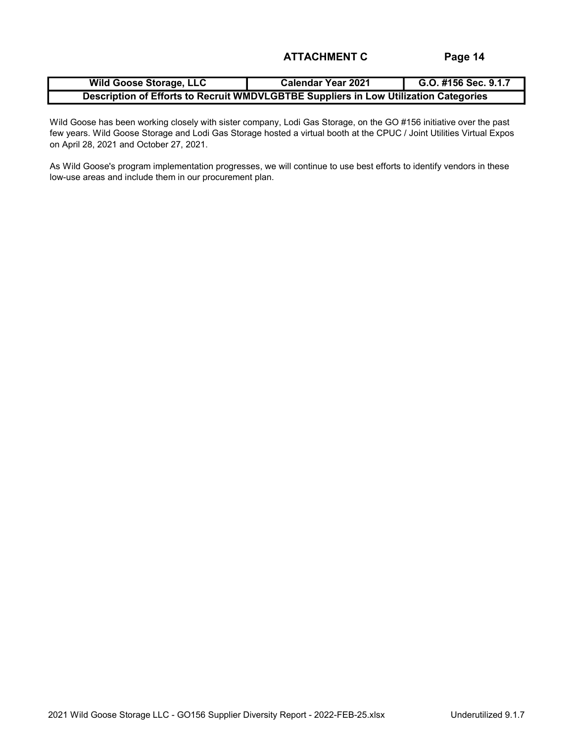**ATTACHMENT C**

| Wild Goose Storage, LLC | Calendar Year 2021 | G.O. #156 Sec. 9.1.7 |
| --- | --- | --- |
| **Description of Efforts to Recruit WMDVLGBTBE Suppliers in Low Utilization Categories** | | |

Wild Goose has been working closely with sister company, Lodi Gas Storage, on the GO #156 initiative over the past few years. Wild Goose Storage and Lodi Gas Storage hosted a virtual booth at the CPUC / Joint Utilities Virtual Expos on April 28, 2021 and October 27, 2021.

As Wild Goose's program implementation progresses, we will continue to use best efforts to identify vendors in these low-use areas and include them in our procurement plan.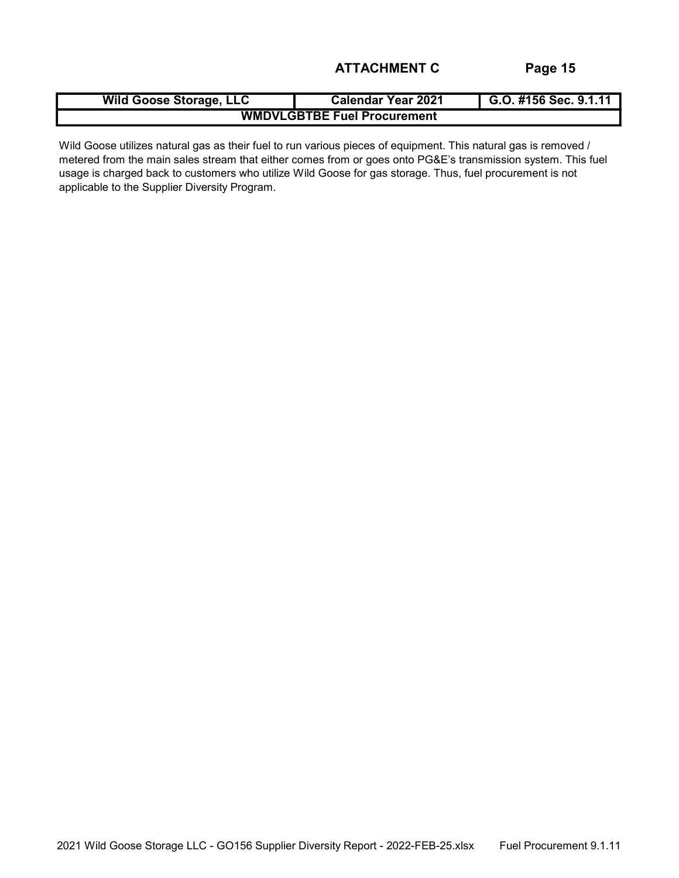**ATTACHMENT C**

| Wild Goose Storage, LLC | Calendar Year 2021 | G.O. #156 Sec. 9.1.11 |
|---|---|---|
| WMDVLGBTBE Fuel Procurement | | |

Wild Goose utilizes natural gas as their fuel to run various pieces of equipment. This natural gas is removed / metered from the main sales stream that either comes from or goes onto PG&E's transmission system. This fuel usage is charged back to customers who utilize Wild Goose for gas storage. Thus, fuel procurement is not applicable to the Supplier Diversity Program.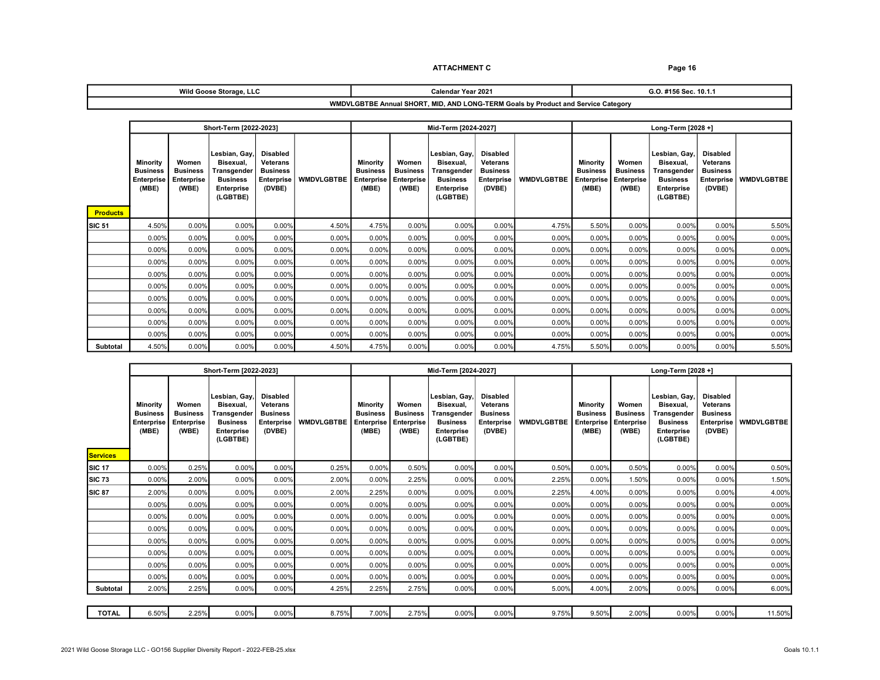**ATTACHMENT C**

| Wild Goose Storage, LLC | Calendar Year 2021 | G.O. #156 Sec. 10.1.1 |
|---|---|---|

**WMDVLGBTBE Annual SHORT, MID, AND LONG-TERM Goals by Product and Service Category**

| | Short-Term [2022-2023] | | | | | Mid-Term [2024-2027] | | | | | Long-Term [2028 +] | | | | |
|---|---|---|---|---|---|---|---|---|---|---|---|---|---|---|---|
| **Products** | Minority Business Enterprise (MBE) | Women Business Enterprise (WBE) | Lesbian, Gay, Bisexual, Transgender Business Enterprise (LGBTBE) | Disabled Veterans Business Enterprise (DVBE) | WMDVLGBTBE | Minority Business Enterprise (MBE) | Women Business Enterprise (WBE) | Lesbian, Gay, Bisexual, Transgender Business Enterprise (LGBTBE) | Disabled Veterans Business Enterprise (DVBE) | WMDVLGBTBE | Minority Business Enterprise (MBE) | Women Business Enterprise (WBE) | Lesbian, Gay, Bisexual, Transgender Business Enterprise (LGBTBE) | Disabled Veterans Business Enterprise (DVBE) | WMDVLGBTBE |
| SIC 51 | 4.50% | 0.00% | 0.00% | 0.00% | 4.50% | 4.75% | 0.00% | 0.00% | 0.00% | 4.75% | 5.50% | 0.00% | 0.00% | 0.00% | 5.50% |
| | 0.00% | 0.00% | 0.00% | 0.00% | 0.00% | 0.00% | 0.00% | 0.00% | 0.00% | 0.00% | 0.00% | 0.00% | 0.00% | 0.00% | 0.00% |
| | 0.00% | 0.00% | 0.00% | 0.00% | 0.00% | 0.00% | 0.00% | 0.00% | 0.00% | 0.00% | 0.00% | 0.00% | 0.00% | 0.00% | 0.00% |
| | 0.00% | 0.00% | 0.00% | 0.00% | 0.00% | 0.00% | 0.00% | 0.00% | 0.00% | 0.00% | 0.00% | 0.00% | 0.00% | 0.00% | 0.00% |
| | 0.00% | 0.00% | 0.00% | 0.00% | 0.00% | 0.00% | 0.00% | 0.00% | 0.00% | 0.00% | 0.00% | 0.00% | 0.00% | 0.00% | 0.00% |
| | 0.00% | 0.00% | 0.00% | 0.00% | 0.00% | 0.00% | 0.00% | 0.00% | 0.00% | 0.00% | 0.00% | 0.00% | 0.00% | 0.00% | 0.00% |
| | 0.00% | 0.00% | 0.00% | 0.00% | 0.00% | 0.00% | 0.00% | 0.00% | 0.00% | 0.00% | 0.00% | 0.00% | 0.00% | 0.00% | 0.00% |
| | 0.00% | 0.00% | 0.00% | 0.00% | 0.00% | 0.00% | 0.00% | 0.00% | 0.00% | 0.00% | 0.00% | 0.00% | 0.00% | 0.00% | 0.00% |
| | 0.00% | 0.00% | 0.00% | 0.00% | 0.00% | 0.00% | 0.00% | 0.00% | 0.00% | 0.00% | 0.00% | 0.00% | 0.00% | 0.00% | 0.00% |
| | 0.00% | 0.00% | 0.00% | 0.00% | 0.00% | 0.00% | 0.00% | 0.00% | 0.00% | 0.00% | 0.00% | 0.00% | 0.00% | 0.00% | 0.00% |
| **Subtotal** | 4.50% | 0.00% | 0.00% | 0.00% | 4.50% | 4.75% | 0.00% | 0.00% | 0.00% | 4.75% | 5.50% | 0.00% | 0.00% | 0.00% | 5.50% |

| | Short-Term [2022-2023] | | | | | Mid-Term [2024-2027] | | | | | Long-Term [2028 +] | | | | |
|---|---|---|---|---|---|---|---|---|---|---|---|---|---|---|---|
| **Services** | Minority Business Enterprise (MBE) | Women Business Enterprise (WBE) | Lesbian, Gay, Bisexual, Transgender Business Enterprise (LGBTBE) | Disabled Veterans Business Enterprise (DVBE) | WMDVLGBTBE | Minority Business Enterprise (MBE) | Women Business Enterprise (WBE) | Lesbian, Gay, Bisexual, Transgender Business Enterprise (LGBTBE) | Disabled Veterans Business Enterprise (DVBE) | WMDVLGBTBE | Minority Business Enterprise (MBE) | Women Business Enterprise (WBE) | Lesbian, Gay, Bisexual, Transgender Business Enterprise (LGBTBE) | Disabled Veterans Business Enterprise (DVBE) | WMDVLGBTBE |
| SIC 17 | 0.00% | 0.25% | 0.00% | 0.00% | 0.25% | 0.00% | 0.50% | 0.00% | 0.00% | 0.50% | 0.00% | 0.50% | 0.00% | 0.00% | 0.50% |
| SIC 73 | 0.00% | 2.00% | 0.00% | 0.00% | 2.00% | 0.00% | 2.25% | 0.00% | 0.00% | 2.25% | 0.00% | 1.50% | 0.00% | 0.00% | 1.50% |
| SIC 87 | 2.00% | 0.00% | 0.00% | 0.00% | 2.00% | 2.25% | 0.00% | 0.00% | 0.00% | 2.25% | 4.00% | 0.00% | 0.00% | 0.00% | 4.00% |
| | 0.00% | 0.00% | 0.00% | 0.00% | 0.00% | 0.00% | 0.00% | 0.00% | 0.00% | 0.00% | 0.00% | 0.00% | 0.00% | 0.00% | 0.00% |
| | 0.00% | 0.00% | 0.00% | 0.00% | 0.00% | 0.00% | 0.00% | 0.00% | 0.00% | 0.00% | 0.00% | 0.00% | 0.00% | 0.00% | 0.00% |
| | 0.00% | 0.00% | 0.00% | 0.00% | 0.00% | 0.00% | 0.00% | 0.00% | 0.00% | 0.00% | 0.00% | 0.00% | 0.00% | 0.00% | 0.00% |
| | 0.00% | 0.00% | 0.00% | 0.00% | 0.00% | 0.00% | 0.00% | 0.00% | 0.00% | 0.00% | 0.00% | 0.00% | 0.00% | 0.00% | 0.00% |
| | 0.00% | 0.00% | 0.00% | 0.00% | 0.00% | 0.00% | 0.00% | 0.00% | 0.00% | 0.00% | 0.00% | 0.00% | 0.00% | 0.00% | 0.00% |
| | 0.00% | 0.00% | 0.00% | 0.00% | 0.00% | 0.00% | 0.00% | 0.00% | 0.00% | 0.00% | 0.00% | 0.00% | 0.00% | 0.00% | 0.00% |
| | 0.00% | 0.00% | 0.00% | 0.00% | 0.00% | 0.00% | 0.00% | 0.00% | 0.00% | 0.00% | 0.00% | 0.00% | 0.00% | 0.00% | 0.00% |
| **Subtotal** | 2.00% | 2.25% | 0.00% | 0.00% | 4.25% | 2.25% | 2.75% | 0.00% | 0.00% | 5.00% | 4.00% | 2.00% | 0.00% | 0.00% | 6.00% |
| **TOTAL** | 6.50% | 2.25% | 0.00% | 0.00% | 8.75% | 7.00% | 2.75% | 0.00% | 0.00% | 9.75% | 9.50% | 2.00% | 0.00% | 0.00% | 11.50% |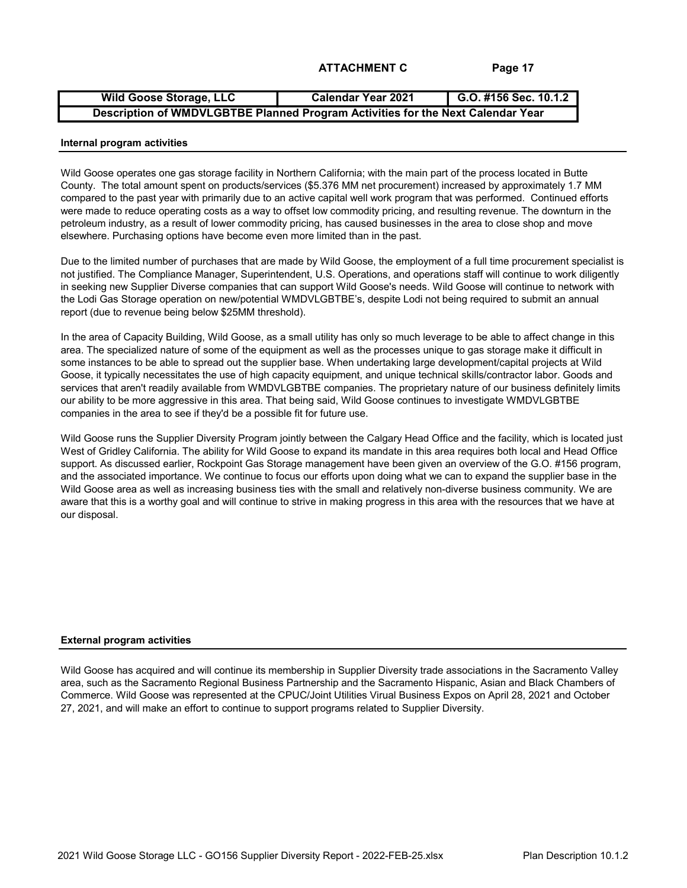**ATTACHMENT C**

| Wild Goose Storage, LLC | Calendar Year 2021 | G.O. #156 Sec. 10.1.2 |
| --- | --- | --- |
| **Description of WMDVLGBTBE Planned Program Activities for the Next Calendar Year** | | |

**Internal program activities**

Wild Goose operates one gas storage facility in Northern California; with the main part of the process located in Butte County. The total amount spent on products/services ($5.376 MM net procurement) increased by approximately 1.7 MM compared to the past year with primarily due to an active capital well work program that was performed. Continued efforts were made to reduce operating costs as a way to offset low commodity pricing, and resulting revenue. The downturn in the petroleum industry, as a result of lower commodity pricing, has caused businesses in the area to close shop and move elsewhere. Purchasing options have become even more limited than in the past.

Due to the limited number of purchases that are made by Wild Goose, the employment of a full time procurement specialist is not justified. The Compliance Manager, Superintendent, U.S. Operations, and operations staff will continue to work diligently in seeking new Supplier Diverse companies that can support Wild Goose's needs. Wild Goose will continue to network with the Lodi Gas Storage operation on new/potential WMDVLGBTBE's, despite Lodi not being required to submit an annual report (due to revenue being below $25MM threshold).

In the area of Capacity Building, Wild Goose, as a small utility has only so much leverage to be able to affect change in this area. The specialized nature of some of the equipment as well as the processes unique to gas storage make it difficult in some instances to be able to spread out the supplier base. When undertaking large development/capital projects at Wild Goose, it typically necessitates the use of high capacity equipment, and unique technical skills/contractor labor. Goods and services that aren't readily available from WMDVLGBTBE companies. The proprietary nature of our business definitely limits our ability to be more aggressive in this area. That being said, Wild Goose continues to investigate WMDVLGBTBE companies in the area to see if they'd be a possible fit for future use.

Wild Goose runs the Supplier Diversity Program jointly between the Calgary Head Office and the facility, which is located just West of Gridley California. The ability for Wild Goose to expand its mandate in this area requires both local and Head Office support. As discussed earlier, Rockpoint Gas Storage management have been given an overview of the G.O. #156 program, and the associated importance. We continue to focus our efforts upon doing what we can to expand the supplier base in the Wild Goose area as well as increasing business ties with the small and relatively non-diverse business community. We are aware that this is a worthy goal and will continue to strive in making progress in this area with the resources that we have at our disposal.

**External program activities**

Wild Goose has acquired and will continue its membership in Supplier Diversity trade associations in the Sacramento Valley area, such as the Sacramento Regional Business Partnership and the Sacramento Hispanic, Asian and Black Chambers of Commerce. Wild Goose was represented at the CPUC/Joint Utilities Virual Business Expos on April 28, 2021 and October 27, 2021, and will make an effort to continue to support programs related to Supplier Diversity.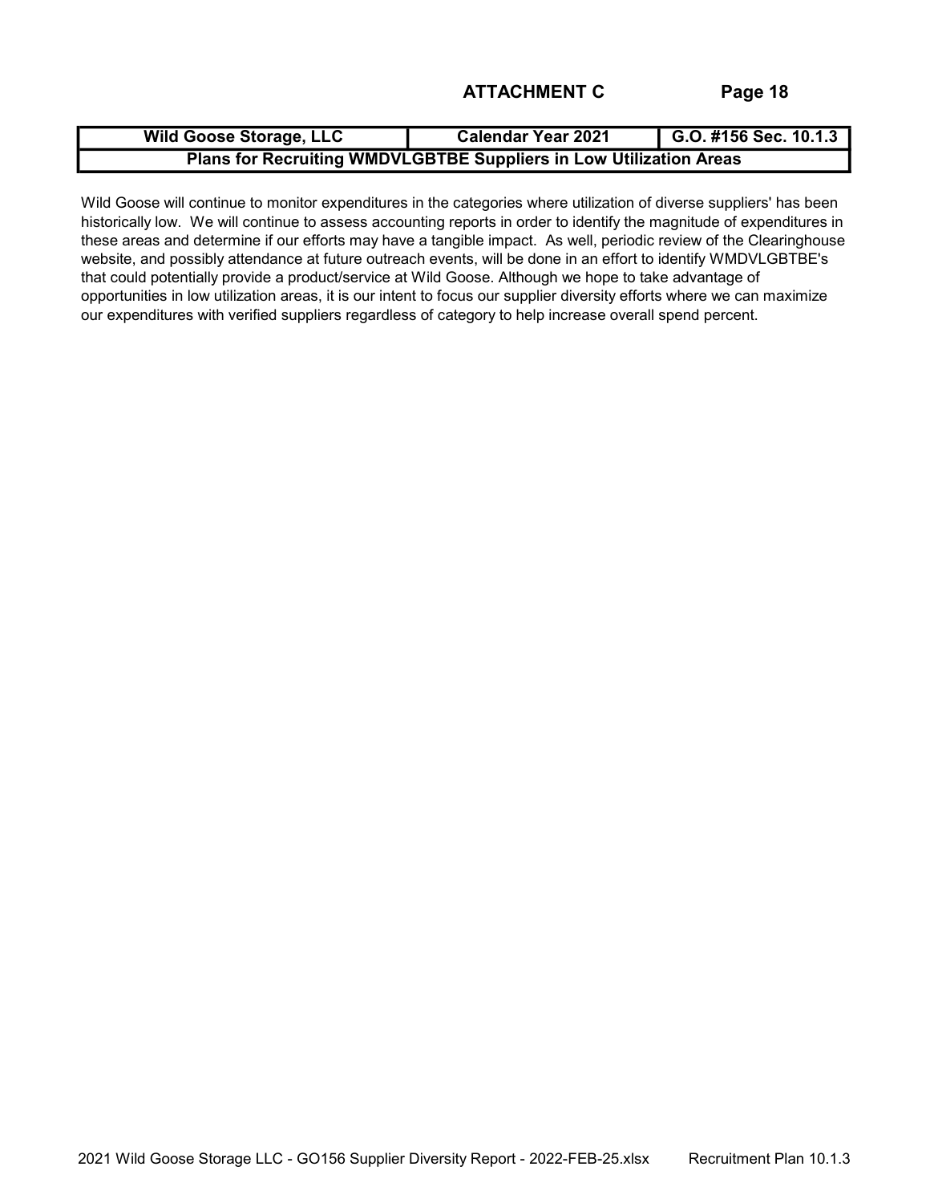## ATTACHMENT C

| Wild Goose Storage, LLC | Calendar Year 2021 | G.O. #156 Sec. 10.1.3 |
|---|---|---|
| **Plans for Recruiting WMDVLGBTBE Suppliers in Low Utilization Areas** | | |

Wild Goose will continue to monitor expenditures in the categories where utilization of diverse suppliers' has been historically low. We will continue to assess accounting reports in order to identify the magnitude of expenditures in these areas and determine if our efforts may have a tangible impact. As well, periodic review of the Clearinghouse website, and possibly attendance at future outreach events, will be done in an effort to identify WMDVLGBTBE's that could potentially provide a product/service at Wild Goose. Although we hope to take advantage of opportunities in low utilization areas, it is our intent to focus our supplier diversity efforts where we can maximize our expenditures with verified suppliers regardless of category to help increase overall spend percent.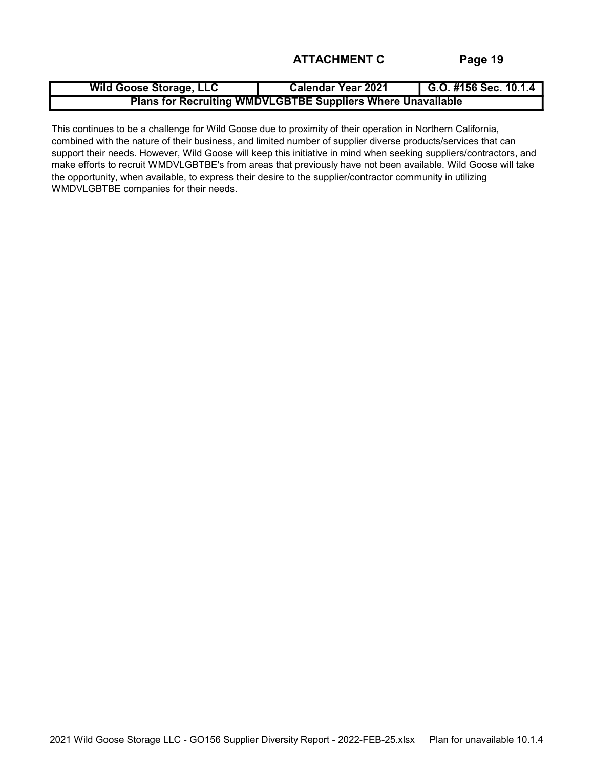**ATTACHMENT C**

| Wild Goose Storage, LLC | Calendar Year 2021 | G.O. #156 Sec. 10.1.4 |
|---|---|---|
| **Plans for Recruiting WMDVLGBTBE Suppliers Where Unavailable** | | |

This continues to be a challenge for Wild Goose due to proximity of their operation in Northern California, combined with the nature of their business, and limited number of supplier diverse products/services that can support their needs. However, Wild Goose will keep this initiative in mind when seeking suppliers/contractors, and make efforts to recruit WMDVLGBTBE's from areas that previously have not been available. Wild Goose will take the opportunity, when available, to express their desire to the supplier/contractor community in utilizing WMDVLGBTBE companies for their needs.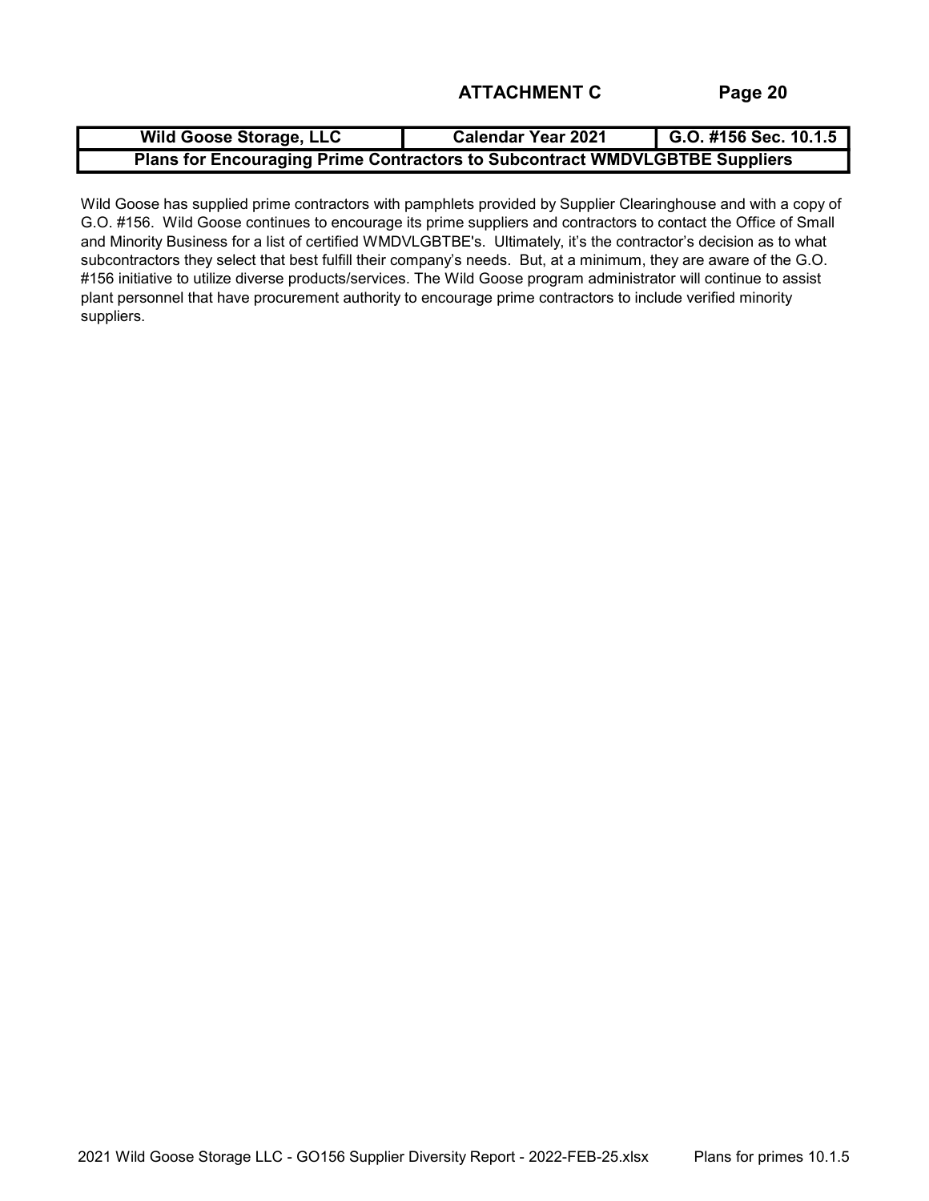**ATTACHMENT C**

| Wild Goose Storage, LLC | Calendar Year 2021 | G.O. #156 Sec. 10.1.5 |
|---|---|---|
| **Plans for Encouraging Prime Contractors to Subcontract WMDVLGBTBE Suppliers** | | |

Wild Goose has supplied prime contractors with pamphlets provided by Supplier Clearinghouse and with a copy of G.O. #156. Wild Goose continues to encourage its prime suppliers and contractors to contact the Office of Small and Minority Business for a list of certified WMDVLGBTBE's. Ultimately, it's the contractor's decision as to what subcontractors they select that best fulfill their company's needs. But, at a minimum, they are aware of the G.O. #156 initiative to utilize diverse products/services. The Wild Goose program administrator will continue to assist plant personnel that have procurement authority to encourage prime contractors to include verified minority suppliers.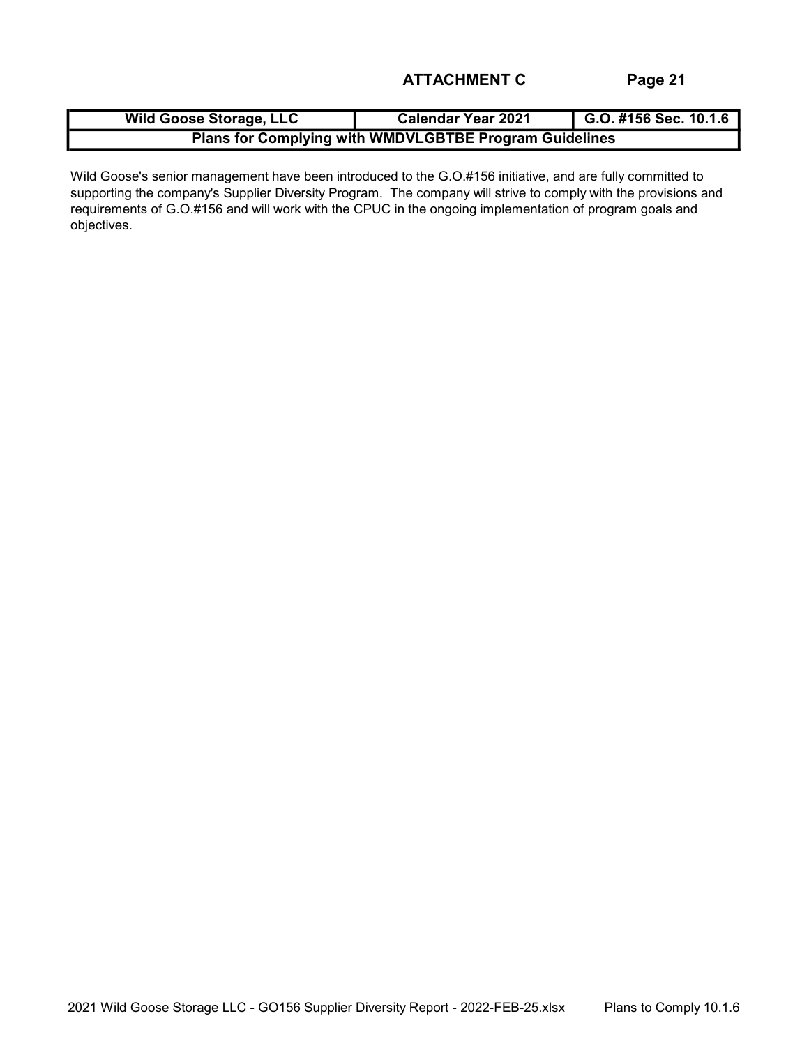**ATTACHMENT C**

| Wild Goose Storage, LLC | Calendar Year 2021 | G.O. #156 Sec. 10.1.6 |
|---|---|---|
| **Plans for Complying with WMDVLGBTBE Program Guidelines** | | |

Wild Goose's senior management have been introduced to the G.O.#156 initiative, and are fully committed to supporting the company's Supplier Diversity Program. The company will strive to comply with the provisions and requirements of G.O.#156 and will work with the CPUC in the ongoing implementation of program goals and objectives.